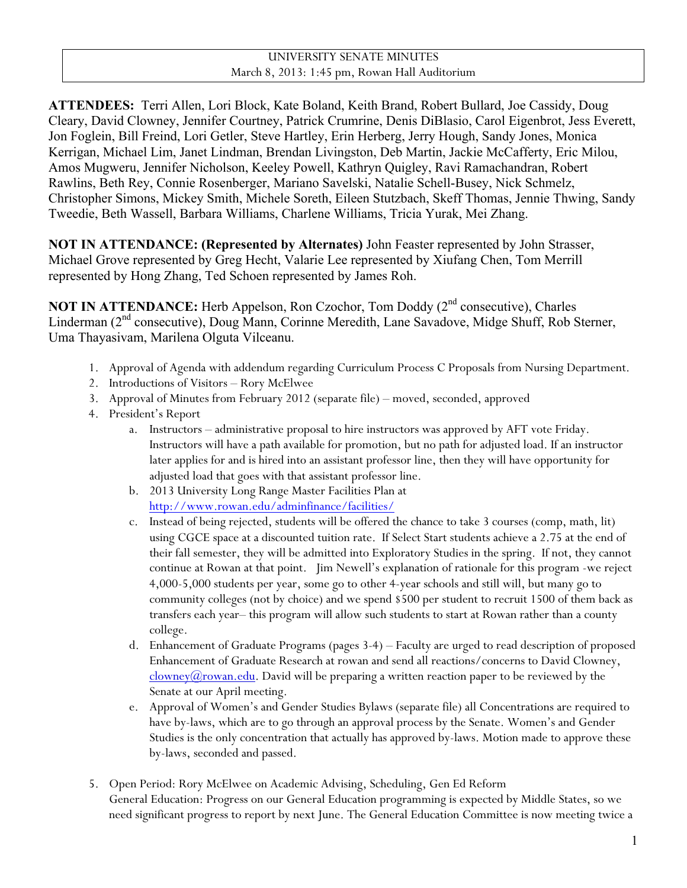UNIVERSITY SENATE MINUTES
March 8, 2013: 1:45 pm, Rowan Hall Auditorium

**ATTENDEES:** Terri Allen, Lori Block, Kate Boland, Keith Brand, Robert Bullard, Joe Cassidy, Doug Cleary, David Clowney, Jennifer Courtney, Patrick Crumrine, Denis DiBlasio, Carol Eigenbrot, Jess Everett, Jon Foglein, Bill Freind, Lori Getler, Steve Hartley, Erin Herberg, Jerry Hough, Sandy Jones, Monica Kerrigan, Michael Lim, Janet Lindman, Brendan Livingston, Deb Martin, Jackie McCafferty, Eric Milou, Amos Mugweru, Jennifer Nicholson, Keeley Powell, Kathryn Quigley, Ravi Ramachandran, Robert Rawlins, Beth Rey, Connie Rosenberger, Mariano Savelski, Natalie Schell-Busey, Nick Schmelz, Christopher Simons, Mickey Smith, Michele Soreth, Eileen Stutzbach, Skeff Thomas, Jennie Thwing, Sandy Tweedie, Beth Wassell, Barbara Williams, Charlene Williams, Tricia Yurak, Mei Zhang.

**NOT IN ATTENDANCE: (Represented by Alternates)** John Feaster represented by John Strasser, Michael Grove represented by Greg Hecht, Valarie Lee represented by Xiufang Chen, Tom Merrill represented by Hong Zhang, Ted Schoen represented by James Roh.

**NOT IN ATTENDANCE:** Herb Appelson, Ron Czochor, Tom Doddy (2nd consecutive), Charles Linderman (2nd consecutive), Doug Mann, Corinne Meredith, Lane Savadove, Midge Shuff, Rob Sterner, Uma Thayasivam, Marilena Olguta Vilceanu.

1. Approval of Agenda with addendum regarding Curriculum Process C Proposals from Nursing Department.
2. Introductions of Visitors – Rory McElwee
3. Approval of Minutes from February 2012 (separate file) – moved, seconded, approved
4. President's Report
   a. Instructors – administrative proposal to hire instructors was approved by AFT vote Friday. Instructors will have a path available for promotion, but no path for adjusted load. If an instructor later applies for and is hired into an assistant professor line, then they will have opportunity for adjusted load that goes with that assistant professor line.
   b. 2013 University Long Range Master Facilities Plan at http://www.rowan.edu/adminfinance/facilities/
   c. Instead of being rejected, students will be offered the chance to take 3 courses (comp, math, lit) using CGCE space at a discounted tuition rate. If Select Start students achieve a 2.75 at the end of their fall semester, they will be admitted into Exploratory Studies in the spring. If not, they cannot continue at Rowan at that point. Jim Newell's explanation of rationale for this program -we reject 4,000-5,000 students per year, some go to other 4-year schools and still will, but many go to community colleges (not by choice) and we spend $500 per student to recruit 1500 of them back as transfers each year– this program will allow such students to start at Rowan rather than a county college.
   d. Enhancement of Graduate Programs (pages 3-4) – Faculty are urged to read description of proposed Enhancement of Graduate Research at rowan and send all reactions/concerns to David Clowney, clowney@rowan.edu. David will be preparing a written reaction paper to be reviewed by the Senate at our April meeting.
   e. Approval of Women's and Gender Studies Bylaws (separate file) all Concentrations are required to have by-laws, which are to go through an approval process by the Senate. Women's and Gender Studies is the only concentration that actually has approved by-laws. Motion made to approve these by-laws, seconded and passed.

5. Open Period: Rory McElwee on Academic Advising, Scheduling, Gen Ed Reform
   General Education: Progress on our General Education programming is expected by Middle States, so we need significant progress to report by next June. The General Education Committee is now meeting twice a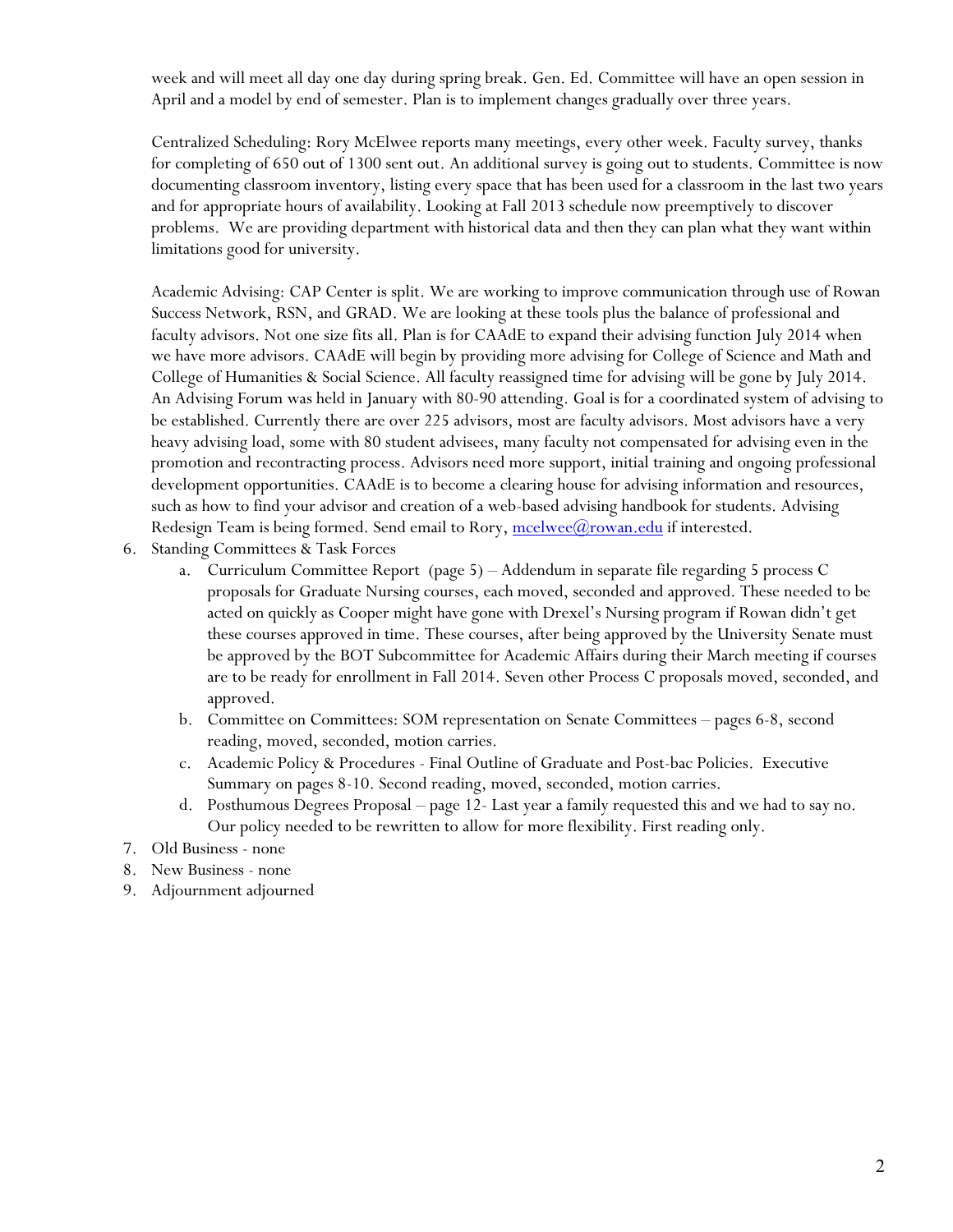week and will meet all day one day during spring break. Gen. Ed. Committee will have an open session in April and a model by end of semester. Plan is to implement changes gradually over three years.

Centralized Scheduling: Rory McElwee reports many meetings, every other week. Faculty survey, thanks for completing of 650 out of 1300 sent out. An additional survey is going out to students. Committee is now documenting classroom inventory, listing every space that has been used for a classroom in the last two years and for appropriate hours of availability. Looking at Fall 2013 schedule now preemptively to discover problems. We are providing department with historical data and then they can plan what they want within limitations good for university.

Academic Advising: CAP Center is split. We are working to improve communication through use of Rowan Success Network, RSN, and GRAD. We are looking at these tools plus the balance of professional and faculty advisors. Not one size fits all. Plan is for CAAdE to expand their advising function July 2014 when we have more advisors. CAAdE will begin by providing more advising for College of Science and Math and College of Humanities & Social Science. All faculty reassigned time for advising will be gone by July 2014. An Advising Forum was held in January with 80-90 attending. Goal is for a coordinated system of advising to be established. Currently there are over 225 advisors, most are faculty advisors. Most advisors have a very heavy advising load, some with 80 student advisees, many faculty not compensated for advising even in the promotion and recontracting process. Advisors need more support, initial training and ongoing professional development opportunities. CAAdE is to become a clearing house for advising information and resources, such as how to find your advisor and creation of a web-based advising handbook for students. Advising Redesign Team is being formed. Send email to Rory, mcelwee@rowan.edu if interested.

6. Standing Committees & Task Forces
   a. Curriculum Committee Report (page 5) – Addendum in separate file regarding 5 process C proposals for Graduate Nursing courses, each moved, seconded and approved. These needed to be acted on quickly as Cooper might have gone with Drexel's Nursing program if Rowan didn't get these courses approved in time. These courses, after being approved by the University Senate must be approved by the BOT Subcommittee for Academic Affairs during their March meeting if courses are to be ready for enrollment in Fall 2014. Seven other Process C proposals moved, seconded, and approved.
   b. Committee on Committees: SOM representation on Senate Committees – pages 6-8, second reading, moved, seconded, motion carries.
   c. Academic Policy & Procedures - Final Outline of Graduate and Post-bac Policies. Executive Summary on pages 8-10. Second reading, moved, seconded, motion carries.
   d. Posthumous Degrees Proposal – page 12- Last year a family requested this and we had to say no. Our policy needed to be rewritten to allow for more flexibility. First reading only.
7. Old Business - none
8. New Business - none
9. Adjournment adjourned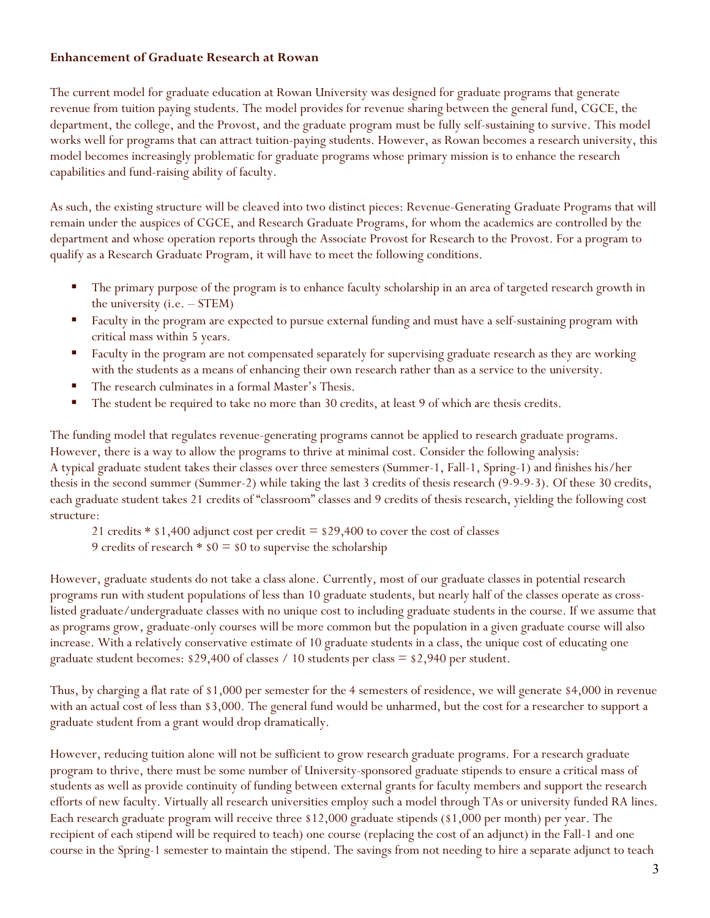**Enhancement of Graduate Research at Rowan**

The current model for graduate education at Rowan University was designed for graduate programs that generate revenue from tuition paying students. The model provides for revenue sharing between the general fund, CGCE, the department, the college, and the Provost, and the graduate program must be fully self-sustaining to survive. This model works well for programs that can attract tuition-paying students. However, as Rowan becomes a research university, this model becomes increasingly problematic for graduate programs whose primary mission is to enhance the research capabilities and fund-raising ability of faculty.

As such, the existing structure will be cleaved into two distinct pieces: Revenue-Generating Graduate Programs that will remain under the auspices of CGCE, and Research Graduate Programs, for whom the academics are controlled by the department and whose operation reports through the Associate Provost for Research to the Provost. For a program to qualify as a Research Graduate Program, it will have to meet the following conditions.

- The primary purpose of the program is to enhance faculty scholarship in an area of targeted research growth in the university (i.e. – STEM)
- Faculty in the program are expected to pursue external funding and must have a self-sustaining program with critical mass within 5 years.
- Faculty in the program are not compensated separately for supervising graduate research as they are working with the students as a means of enhancing their own research rather than as a service to the university.
- The research culminates in a formal Master's Thesis.
- The student be required to take no more than 30 credits, at least 9 of which are thesis credits.

The funding model that regulates revenue-generating programs cannot be applied to research graduate programs. However, there is a way to allow the programs to thrive at minimal cost. Consider the following analysis:
A typical graduate student takes their classes over three semesters (Summer-1, Fall-1, Spring-1) and finishes his/her thesis in the second summer (Summer-2) while taking the last 3 credits of thesis research (9-9-9-3). Of these 30 credits, each graduate student takes 21 credits of "classroom" classes and 9 credits of thesis research, yielding the following cost structure:

21 credits * $1,400 adjunct cost per credit = $29,400 to cover the cost of classes
9 credits of research * $0 = $0 to supervise the scholarship

However, graduate students do not take a class alone. Currently, most of our graduate classes in potential research programs run with student populations of less than 10 graduate students, but nearly half of the classes operate as cross-listed graduate/undergraduate classes with no unique cost to including graduate students in the course. If we assume that as programs grow, graduate-only courses will be more common but the population in a given graduate course will also increase. With a relatively conservative estimate of 10 graduate students in a class, the unique cost of educating one graduate student becomes: $29,400 of classes / 10 students per class = $2,940 per student.

Thus, by charging a flat rate of $1,000 per semester for the 4 semesters of residence, we will generate $4,000 in revenue with an actual cost of less than $3,000. The general fund would be unharmed, but the cost for a researcher to support a graduate student from a grant would drop dramatically.

However, reducing tuition alone will not be sufficient to grow research graduate programs. For a research graduate program to thrive, there must be some number of University-sponsored graduate stipends to ensure a critical mass of students as well as provide continuity of funding between external grants for faculty members and support the research efforts of new faculty. Virtually all research universities employ such a model through TAs or university funded RA lines. Each research graduate program will receive three $12,000 graduate stipends ($1,000 per month) per year. The recipient of each stipend will be required to teach) one course (replacing the cost of an adjunct) in the Fall-1 and one course in the Spring-1 semester to maintain the stipend. The savings from not needing to hire a separate adjunct to teach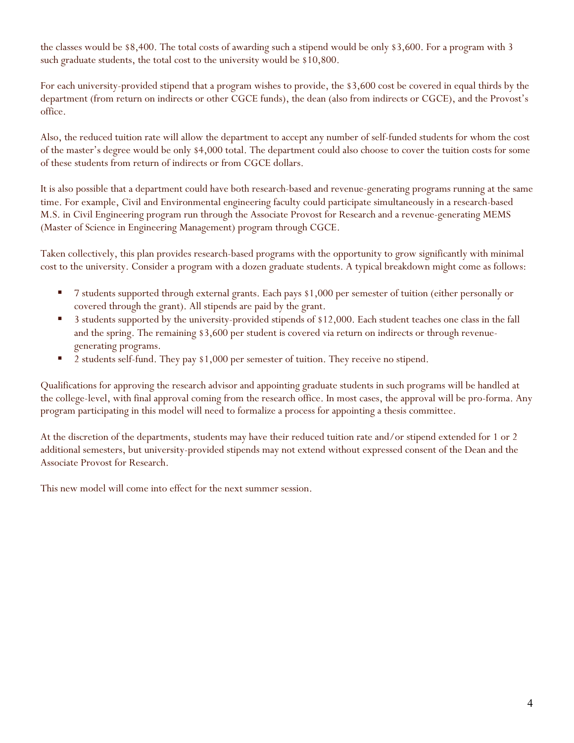the classes would be $8,400. The total costs of awarding such a stipend would be only $3,600. For a program with 3 such graduate students, the total cost to the university would be $10,800.

For each university-provided stipend that a program wishes to provide, the $3,600 cost be covered in equal thirds by the department (from return on indirects or other CGCE funds), the dean (also from indirects or CGCE), and the Provost's office.

Also, the reduced tuition rate will allow the department to accept any number of self-funded students for whom the cost of the master's degree would be only $4,000 total. The department could also choose to cover the tuition costs for some of these students from return of indirects or from CGCE dollars.

It is also possible that a department could have both research-based and revenue-generating programs running at the same time. For example, Civil and Environmental engineering faculty could participate simultaneously in a research-based M.S. in Civil Engineering program run through the Associate Provost for Research and a revenue-generating MEMS (Master of Science in Engineering Management) program through CGCE.

Taken collectively, this plan provides research-based programs with the opportunity to grow significantly with minimal cost to the university. Consider a program with a dozen graduate students. A typical breakdown might come as follows:

- 7 students supported through external grants. Each pays $1,000 per semester of tuition (either personally or covered through the grant). All stipends are paid by the grant.
- 3 students supported by the university-provided stipends of $12,000. Each student teaches one class in the fall and the spring. The remaining $3,600 per student is covered via return on indirects or through revenue-generating programs.
- 2 students self-fund. They pay $1,000 per semester of tuition. They receive no stipend.

Qualifications for approving the research advisor and appointing graduate students in such programs will be handled at the college-level, with final approval coming from the research office. In most cases, the approval will be pro-forma. Any program participating in this model will need to formalize a process for appointing a thesis committee.

At the discretion of the departments, students may have their reduced tuition rate and/or stipend extended for 1 or 2 additional semesters, but university-provided stipends may not extend without expressed consent of the Dean and the Associate Provost for Research.

This new model will come into effect for the next summer session.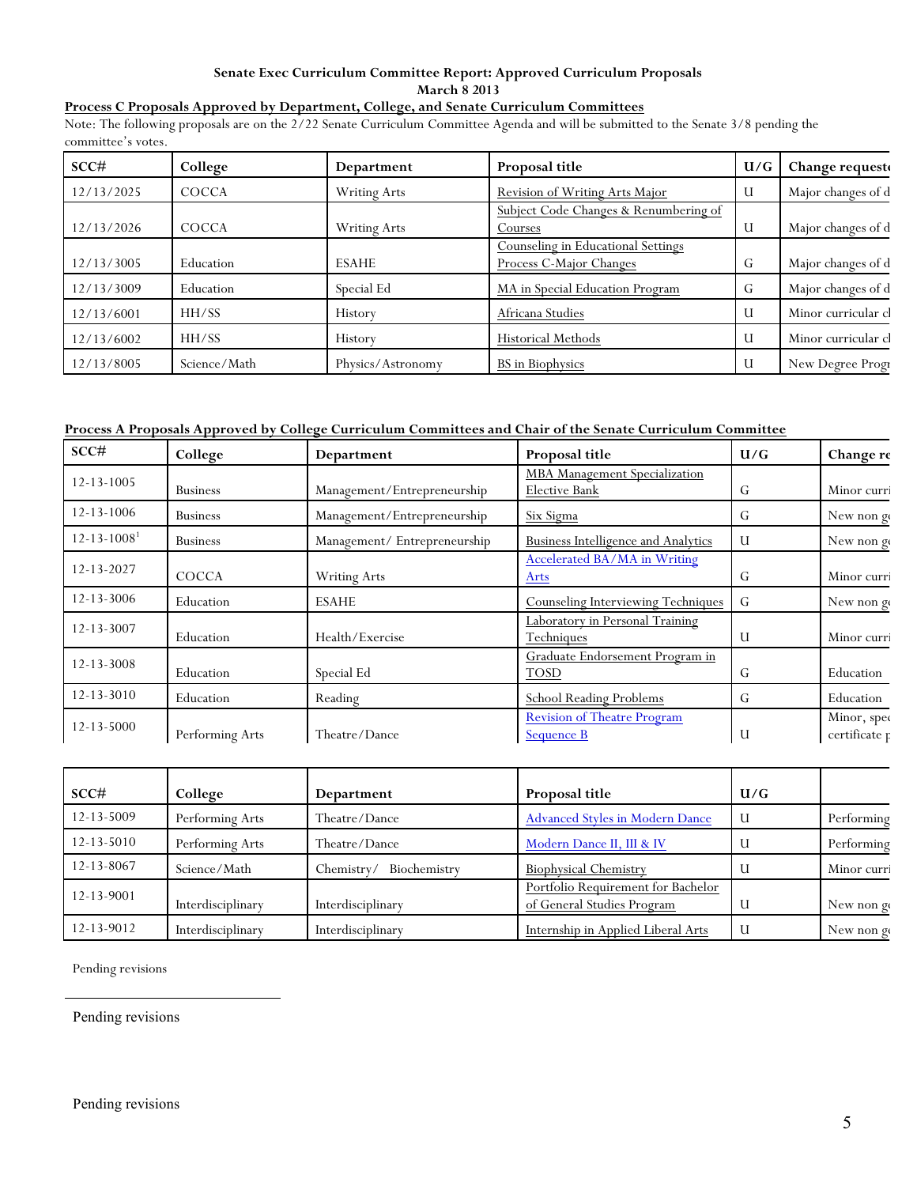**Senate Exec Curriculum Committee Report: Approved Curriculum Proposals**
**March 8 2013**

**Process C Proposals Approved by Department, College, and Senate Curriculum Committees**

Note: The following proposals are on the 2/22 Senate Curriculum Committee Agenda and will be submitted to the Senate 3/8 pending the committee's votes.

| SCC# | College | Department | Proposal title | U/G | Change requeste |
|---|---|---|---|---|---|
| 12/13/2025 | COCCA | Writing Arts | Revision of Writing Arts Major | U | Major changes of d |
| 12/13/2026 | COCCA | Writing Arts | Subject Code Changes & Renumbering of Courses | U | Major changes of d |
| 12/13/3005 | Education | ESAHE | Counseling in Educational Settings Process C-Major Changes | G | Major changes of d |
| 12/13/3009 | Education | Special Ed | MA in Special Education Program | G | Major changes of d |
| 12/13/6001 | HH/SS | History | Africana Studies | U | Minor curricular cl |
| 12/13/6002 | HH/SS | History | Historical Methods | U | Minor curricular cl |
| 12/13/8005 | Science/Math | Physics/Astronomy | BS in Biophysics | U | New Degree Progr |

**Process A Proposals Approved by College Curriculum Committees and Chair of the Senate Curriculum Committee**

| SCC# | College | Department | Proposal title | U/G | Change re |
|---|---|---|---|---|---|
| 12-13-1005 | Business | Management/Entrepreneurship | MBA Management Specialization Elective Bank | G | Minor curri |
| 12-13-1006 | Business | Management/Entrepreneurship | Six Sigma | G | New non ge |
| 12-13-1008[1] | Business | Management/ Entrepreneurship | Business Intelligence and Analytics | U | New non ge |
| 12-13-2027 | COCCA | Writing Arts | Accelerated BA/MA in Writing Arts | G | Minor curri |
| 12-13-3006 | Education | ESAHE | Counseling Interviewing Techniques | G | New non ge |
| 12-13-3007 | Education | Health/Exercise | Laboratory in Personal Training Techniques | U | Minor curri |
| 12-13-3008 | Education | Special Ed | Graduate Endorsement Program in TOSD | G | Education |
| 12-13-3010 | Education | Reading | School Reading Problems | G | Education |
| 12-13-5000 | Performing Arts | Theatre/Dance | Revision of Theatre Program Sequence B | U | Minor, spec certificate p |
| 12-13-5009 | Performing Arts | Theatre/Dance | Advanced Styles in Modern Dance | U | Performing |
| 12-13-5010 | Performing Arts | Theatre/Dance | Modern Dance II, III & IV | U | Performing |
| 12-13-8067 | Science/Math | Chemistry/ Biochemistry | Biophysical Chemistry | U | Minor curri |
| 12-13-9001 | Interdisciplinary | Interdisciplinary | Portfolio Requirement for Bachelor of General Studies Program | U | New non ge |
| 12-13-9012 | Interdisciplinary | Interdisciplinary | Internship in Applied Liberal Arts | U | New non ge |

Pending revisions

---

Pending revisions

Pending revisions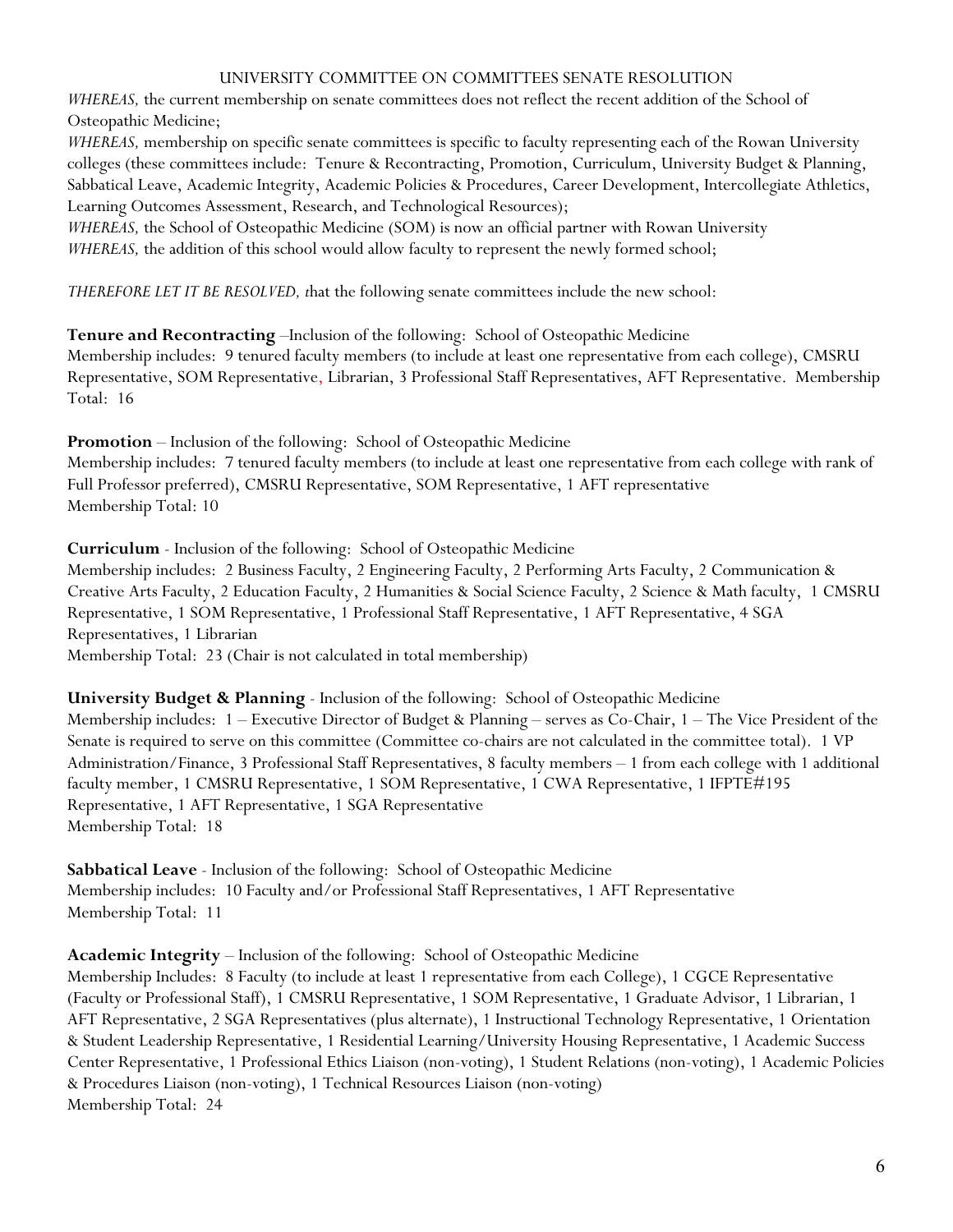UNIVERSITY COMMITTEE ON COMMITTEES SENATE RESOLUTION

*WHEREAS,* the current membership on senate committees does not reflect the recent addition of the School of Osteopathic Medicine;

*WHEREAS,* membership on specific senate committees is specific to faculty representing each of the Rowan University colleges (these committees include: Tenure & Recontracting, Promotion, Curriculum, University Budget & Planning, Sabbatical Leave, Academic Integrity, Academic Policies & Procedures, Career Development, Intercollegiate Athletics, Learning Outcomes Assessment, Research, and Technological Resources);

*WHEREAS,* the School of Osteopathic Medicine (SOM) is now an official partner with Rowan University

*WHEREAS,* the addition of this school would allow faculty to represent the newly formed school;

*THEREFORE LET IT BE RESOLVED, t*hat the following senate committees include the new school:

**Tenure and Recontracting** –Inclusion of the following: School of Osteopathic Medicine
Membership includes: 9 tenured faculty members (to include at least one representative from each college), CMSRU Representative, SOM Representative, Librarian, 3 Professional Staff Representatives, AFT Representative. Membership Total: 16

**Promotion** – Inclusion of the following: School of Osteopathic Medicine
Membership includes: 7 tenured faculty members (to include at least one representative from each college with rank of Full Professor preferred), CMSRU Representative, SOM Representative, 1 AFT representative
Membership Total: 10

**Curriculum** - Inclusion of the following: School of Osteopathic Medicine
Membership includes: 2 Business Faculty, 2 Engineering Faculty, 2 Performing Arts Faculty, 2 Communication & Creative Arts Faculty, 2 Education Faculty, 2 Humanities & Social Science Faculty, 2 Science & Math faculty, 1 CMSRU Representative, 1 SOM Representative, 1 Professional Staff Representative, 1 AFT Representative, 4 SGA Representatives, 1 Librarian
Membership Total: 23 (Chair is not calculated in total membership)

**University Budget & Planning** - Inclusion of the following: School of Osteopathic Medicine
Membership includes: 1 – Executive Director of Budget & Planning – serves as Co-Chair, 1 – The Vice President of the Senate is required to serve on this committee (Committee co-chairs are not calculated in the committee total). 1 VP Administration/Finance, 3 Professional Staff Representatives, 8 faculty members – 1 from each college with 1 additional faculty member, 1 CMSRU Representative, 1 SOM Representative, 1 CWA Representative, 1 IFPTE#195 Representative, 1 AFT Representative, 1 SGA Representative
Membership Total: 18

**Sabbatical Leave** - Inclusion of the following: School of Osteopathic Medicine
Membership includes: 10 Faculty and/or Professional Staff Representatives, 1 AFT Representative
Membership Total: 11

**Academic Integrity** – Inclusion of the following: School of Osteopathic Medicine
Membership Includes: 8 Faculty (to include at least 1 representative from each College), 1 CGCE Representative (Faculty or Professional Staff), 1 CMSRU Representative, 1 SOM Representative, 1 Graduate Advisor, 1 Librarian, 1 AFT Representative, 2 SGA Representatives (plus alternate), 1 Instructional Technology Representative, 1 Orientation & Student Leadership Representative, 1 Residential Learning/University Housing Representative, 1 Academic Success Center Representative, 1 Professional Ethics Liaison (non-voting), 1 Student Relations (non-voting), 1 Academic Policies & Procedures Liaison (non-voting), 1 Technical Resources Liaison (non-voting)
Membership Total: 24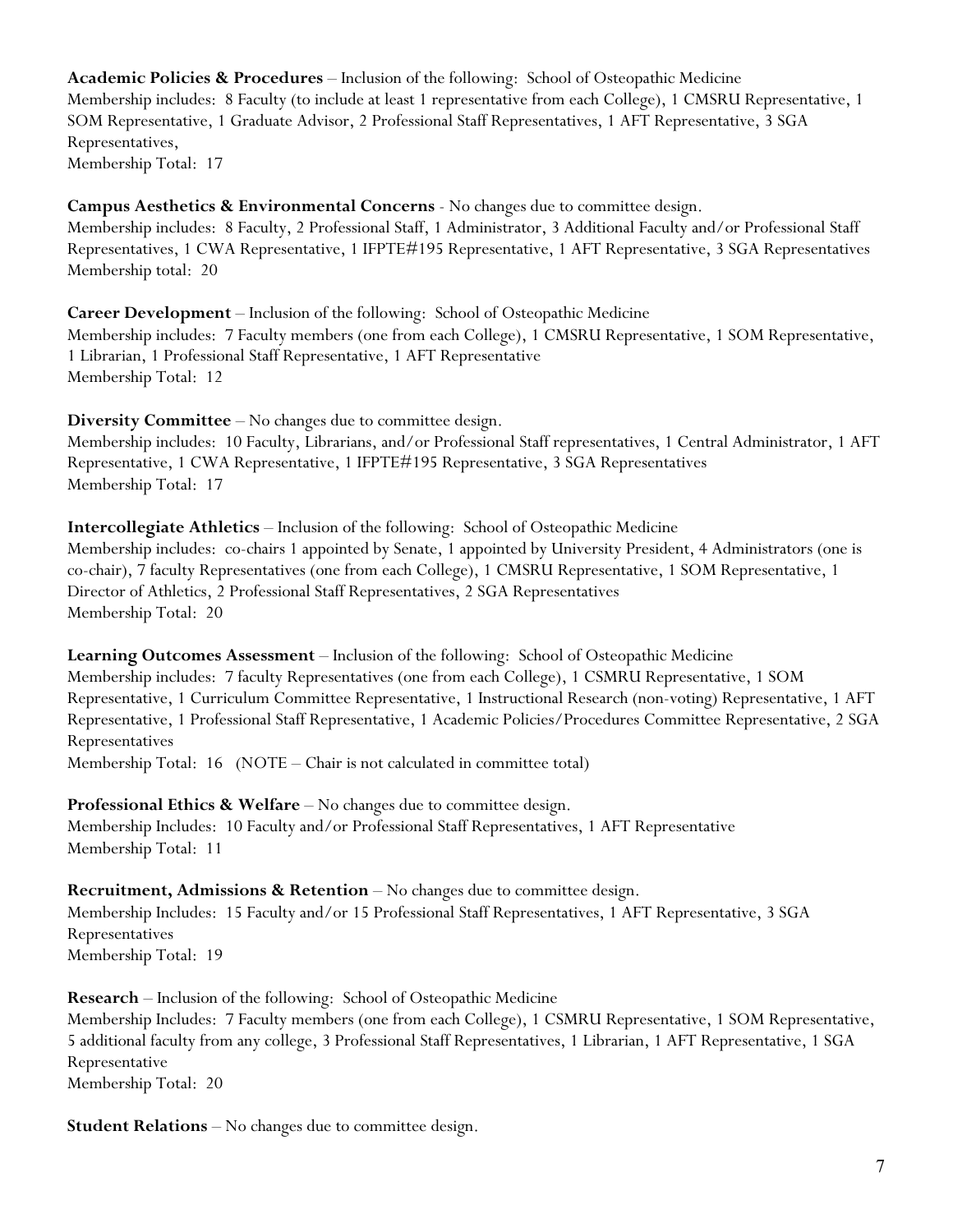**Academic Policies & Procedures** – Inclusion of the following: School of Osteopathic Medicine
Membership includes: 8 Faculty (to include at least 1 representative from each College), 1 CMSRU Representative, 1 SOM Representative, 1 Graduate Advisor, 2 Professional Staff Representatives, 1 AFT Representative, 3 SGA Representatives,
Membership Total: 17

**Campus Aesthetics & Environmental Concerns** - No changes due to committee design.
Membership includes: 8 Faculty, 2 Professional Staff, 1 Administrator, 3 Additional Faculty and/or Professional Staff Representatives, 1 CWA Representative, 1 IFPTE#195 Representative, 1 AFT Representative, 3 SGA Representatives
Membership total: 20

**Career Development** – Inclusion of the following: School of Osteopathic Medicine
Membership includes: 7 Faculty members (one from each College), 1 CMSRU Representative, 1 SOM Representative, 1 Librarian, 1 Professional Staff Representative, 1 AFT Representative
Membership Total: 12

**Diversity Committee** – No changes due to committee design.
Membership includes: 10 Faculty, Librarians, and/or Professional Staff representatives, 1 Central Administrator, 1 AFT Representative, 1 CWA Representative, 1 IFPTE#195 Representative, 3 SGA Representatives
Membership Total: 17

**Intercollegiate Athletics** – Inclusion of the following: School of Osteopathic Medicine
Membership includes: co-chairs 1 appointed by Senate, 1 appointed by University President, 4 Administrators (one is co-chair), 7 faculty Representatives (one from each College), 1 CMSRU Representative, 1 SOM Representative, 1 Director of Athletics, 2 Professional Staff Representatives, 2 SGA Representatives
Membership Total: 20

**Learning Outcomes Assessment** – Inclusion of the following: School of Osteopathic Medicine
Membership includes: 7 faculty Representatives (one from each College), 1 CSMRU Representative, 1 SOM Representative, 1 Curriculum Committee Representative, 1 Instructional Research (non-voting) Representative, 1 AFT Representative, 1 Professional Staff Representative, 1 Academic Policies/Procedures Committee Representative, 2 SGA Representatives
Membership Total: 16 (NOTE – Chair is not calculated in committee total)

**Professional Ethics & Welfare** – No changes due to committee design.
Membership Includes: 10 Faculty and/or Professional Staff Representatives, 1 AFT Representative
Membership Total: 11

**Recruitment, Admissions & Retention** – No changes due to committee design.
Membership Includes: 15 Faculty and/or 15 Professional Staff Representatives, 1 AFT Representative, 3 SGA Representatives
Membership Total: 19

**Research** – Inclusion of the following: School of Osteopathic Medicine
Membership Includes: 7 Faculty members (one from each College), 1 CSMRU Representative, 1 SOM Representative, 5 additional faculty from any college, 3 Professional Staff Representatives, 1 Librarian, 1 AFT Representative, 1 SGA Representative
Membership Total: 20

**Student Relations** – No changes due to committee design.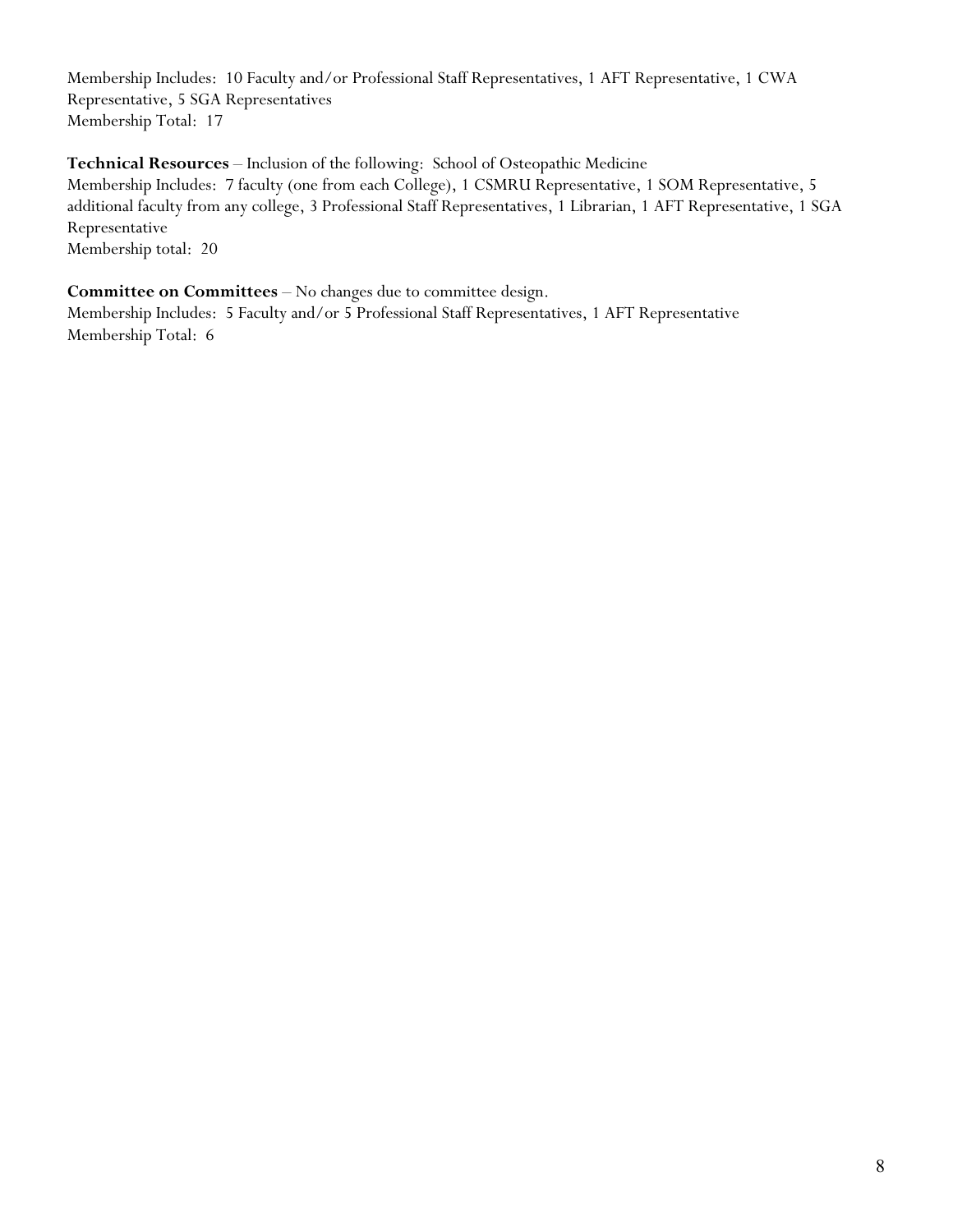Membership Includes: 10 Faculty and/or Professional Staff Representatives, 1 AFT Representative, 1 CWA Representative, 5 SGA Representatives
Membership Total: 17

**Technical Resources** – Inclusion of the following: School of Osteopathic Medicine
Membership Includes: 7 faculty (one from each College), 1 CSMRU Representative, 1 SOM Representative, 5 additional faculty from any college, 3 Professional Staff Representatives, 1 Librarian, 1 AFT Representative, 1 SGA Representative
Membership total: 20

**Committee on Committees** – No changes due to committee design.
Membership Includes: 5 Faculty and/or 5 Professional Staff Representatives, 1 AFT Representative
Membership Total: 6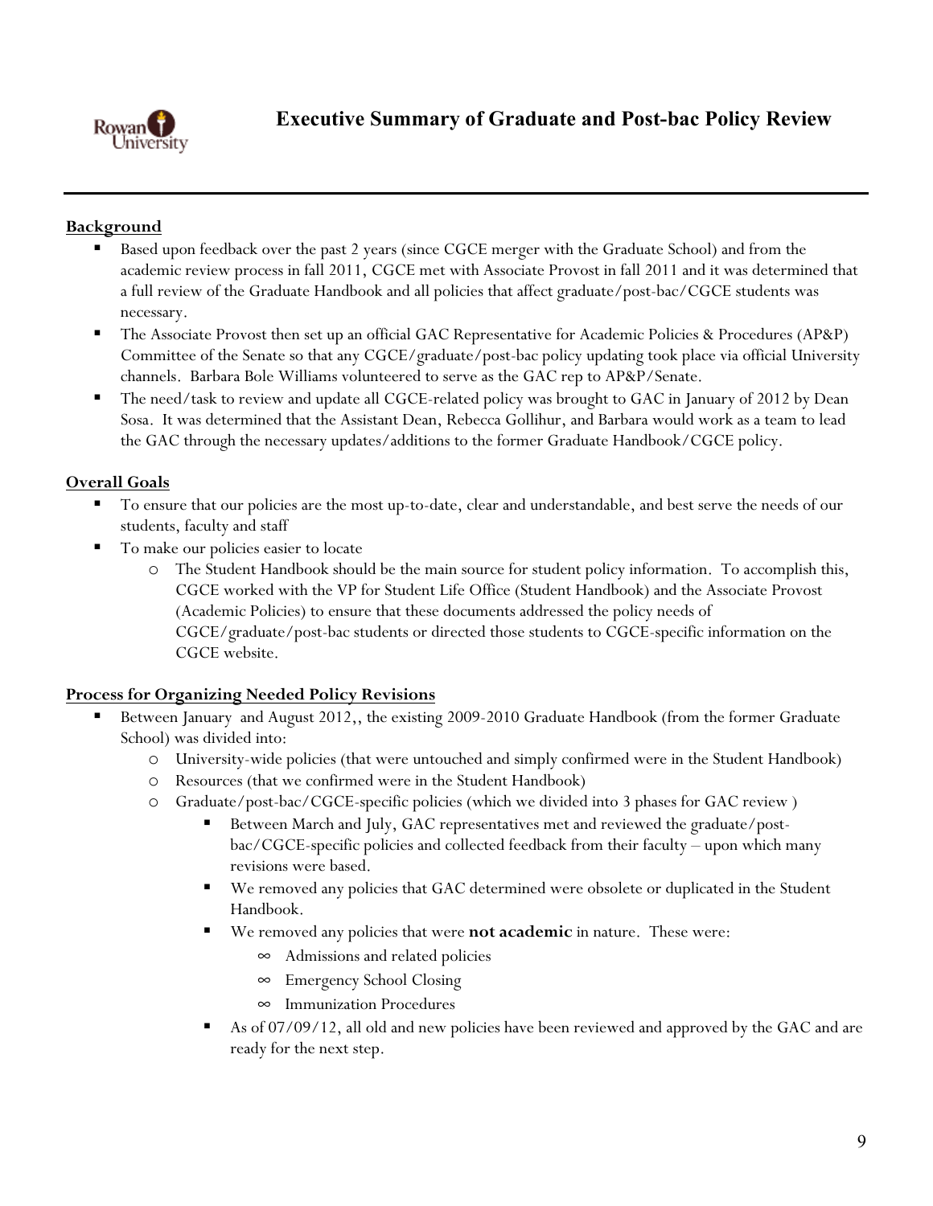# Executive Summary of Graduate and Post-bac Policy Review

## Background

- Based upon feedback over the past 2 years (since CGCE merger with the Graduate School) and from the academic review process in fall 2011, CGCE met with Associate Provost in fall 2011 and it was determined that a full review of the Graduate Handbook and all policies that affect graduate/post-bac/CGCE students was necessary.
- The Associate Provost then set up an official GAC Representative for Academic Policies & Procedures (AP&P) Committee of the Senate so that any CGCE/graduate/post-bac policy updating took place via official University channels. Barbara Bole Williams volunteered to serve as the GAC rep to AP&P/Senate.
- The need/task to review and update all CGCE-related policy was brought to GAC in January of 2012 by Dean Sosa. It was determined that the Assistant Dean, Rebecca Gollihur, and Barbara would work as a team to lead the GAC through the necessary updates/additions to the former Graduate Handbook/CGCE policy.

## Overall Goals

- To ensure that our policies are the most up-to-date, clear and understandable, and best serve the needs of our students, faculty and staff
- To make our policies easier to locate
  - The Student Handbook should be the main source for student policy information. To accomplish this, CGCE worked with the VP for Student Life Office (Student Handbook) and the Associate Provost (Academic Policies) to ensure that these documents addressed the policy needs of CGCE/graduate/post-bac students or directed those students to CGCE-specific information on the CGCE website.

## Process for Organizing Needed Policy Revisions

- Between January and August 2012,, the existing 2009-2010 Graduate Handbook (from the former Graduate School) was divided into:
  - University-wide policies (that were untouched and simply confirmed were in the Student Handbook)
  - Resources (that we confirmed were in the Student Handbook)
  - Graduate/post-bac/CGCE-specific policies (which we divided into 3 phases for GAC review )
    - Between March and July, GAC representatives met and reviewed the graduate/post-bac/CGCE-specific policies and collected feedback from their faculty – upon which many revisions were based.
    - We removed any policies that GAC determined were obsolete or duplicated in the Student Handbook.
    - We removed any policies that were **not academic** in nature. These were:
      - Admissions and related policies
      - Emergency School Closing
      - Immunization Procedures
    - As of 07/09/12, all old and new policies have been reviewed and approved by the GAC and are ready for the next step.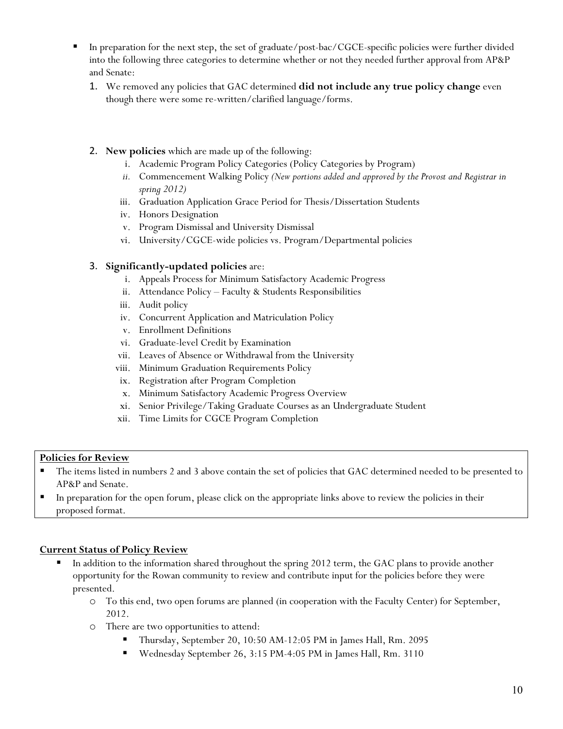- In preparation for the next step, the set of graduate/post-bac/CGCE-specific policies were further divided into the following three categories to determine whether or not they needed further approval from AP&P and Senate:
  1. We removed any policies that GAC determined **did not include any true policy change** even though there were some re-written/clarified language/forms.

  2. **New policies** which are made up of the following:
     i. Academic Program Policy Categories (Policy Categories by Program)
     ii. Commencement Walking Policy *(New portions added and approved by the Provost and Registrar in spring 2012)*
     iii. Graduation Application Grace Period for Thesis/Dissertation Students
     iv. Honors Designation
     v. Program Dismissal and University Dismissal
     vi. University/CGCE-wide policies vs. Program/Departmental policies

  3. **Significantly-updated policies** are:
     i. Appeals Process for Minimum Satisfactory Academic Progress
     ii. Attendance Policy – Faculty & Students Responsibilities
     iii. Audit policy
     iv. Concurrent Application and Matriculation Policy
     v. Enrollment Definitions
     vi. Graduate-level Credit by Examination
     vii. Leaves of Absence or Withdrawal from the University
     viii. Minimum Graduation Requirements Policy
     ix. Registration after Program Completion
     x. Minimum Satisfactory Academic Progress Overview
     xi. Senior Privilege/Taking Graduate Courses as an Undergraduate Student
     xii. Time Limits for CGCE Program Completion

**Policies for Review**

- The items listed in numbers 2 and 3 above contain the set of policies that GAC determined needed to be presented to AP&P and Senate.
- In preparation for the open forum, please click on the appropriate links above to review the policies in their proposed format.

**Current Status of Policy Review**

- In addition to the information shared throughout the spring 2012 term, the GAC plans to provide another opportunity for the Rowan community to review and contribute input for the policies before they were presented.
  - To this end, two open forums are planned (in cooperation with the Faculty Center) for September, 2012.
  - There are two opportunities to attend:
    - Thursday, September 20, 10:50 AM-12:05 PM in James Hall, Rm. 2095
    - Wednesday September 26, 3:15 PM-4:05 PM in James Hall, Rm. 3110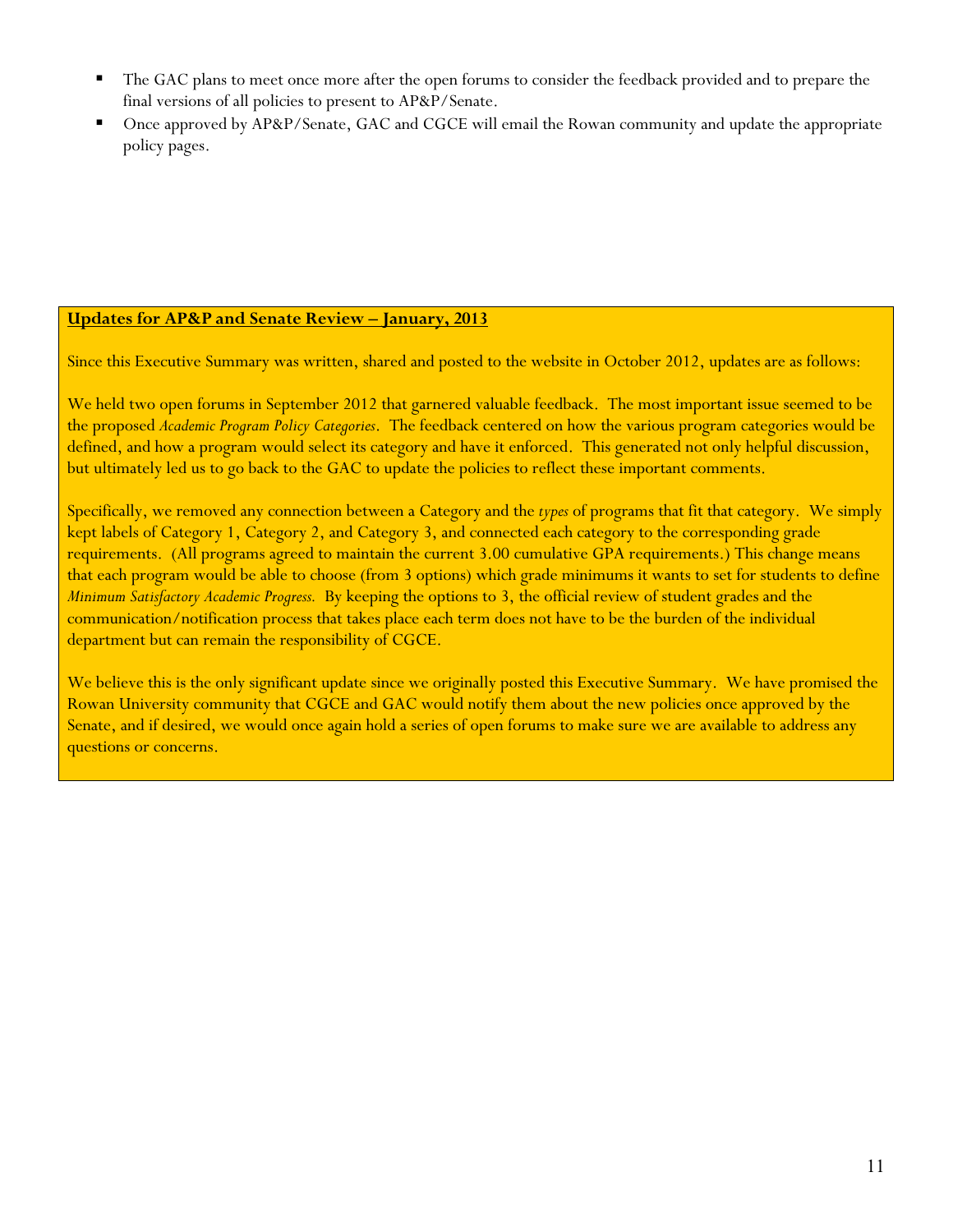- The GAC plans to meet once more after the open forums to consider the feedback provided and to prepare the final versions of all policies to present to AP&P/Senate.
- Once approved by AP&P/Senate, GAC and CGCE will email the Rowan community and update the appropriate policy pages.

**<u>Updates for AP&P and Senate Review – January, 2013</u>**

Since this Executive Summary was written, shared and posted to the website in October 2012, updates are as follows:

We held two open forums in September 2012 that garnered valuable feedback. The most important issue seemed to be the proposed *Academic Program Policy Categories*. The feedback centered on how the various program categories would be defined, and how a program would select its category and have it enforced. This generated not only helpful discussion, but ultimately led us to go back to the GAC to update the policies to reflect these important comments.

Specifically, we removed any connection between a Category and the *types* of programs that fit that category. We simply kept labels of Category 1, Category 2, and Category 3, and connected each category to the corresponding grade requirements. (All programs agreed to maintain the current 3.00 cumulative GPA requirements.) This change means that each program would be able to choose (from 3 options) which grade minimums it wants to set for students to define *Minimum Satisfactory Academic Progress.* By keeping the options to 3, the official review of student grades and the communication/notification process that takes place each term does not have to be the burden of the individual department but can remain the responsibility of CGCE.

We believe this is the only significant update since we originally posted this Executive Summary. We have promised the Rowan University community that CGCE and GAC would notify them about the new policies once approved by the Senate, and if desired, we would once again hold a series of open forums to make sure we are available to address any questions or concerns.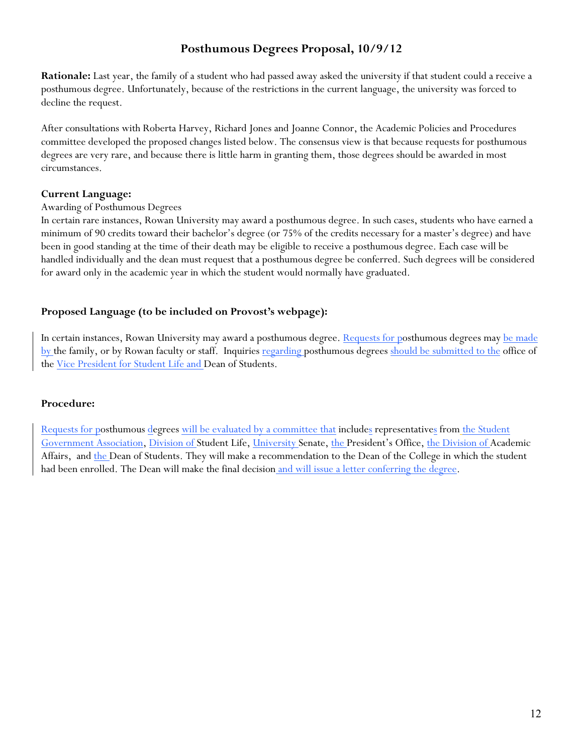# Posthumous Degrees Proposal, 10/9/12

**Rationale:** Last year, the family of a student who had passed away asked the university if that student could a receive a posthumous degree. Unfortunately, because of the restrictions in the current language, the university was forced to decline the request.

After consultations with Roberta Harvey, Richard Jones and Joanne Connor, the Academic Policies and Procedures committee developed the proposed changes listed below. The consensus view is that because requests for posthumous degrees are very rare, and because there is little harm in granting them, those degrees should be awarded in most circumstances.

**Current Language:**

Awarding of Posthumous Degrees

In certain rare instances, Rowan University may award a posthumous degree. In such cases, students who have earned a minimum of 90 credits toward their bachelor's degree (or 75% of the credits necessary for a master's degree) and have been in good standing at the time of their death may be eligible to receive a posthumous degree. Each case will be handled individually and the dean must request that a posthumous degree be conferred. Such degrees will be considered for award only in the academic year in which the student would normally have graduated.

**Proposed Language (to be included on Provost's webpage):**

In certain instances, Rowan University may award a posthumous degree. Requests for posthumous degrees may be made by the family, or by Rowan faculty or staff. Inquiries regarding posthumous degrees should be submitted to the office of the Vice President for Student Life and Dean of Students.

**Procedure:**

Requests for posthumous degrees will be evaluated by a committee that includes representatives from the Student Government Association, Division of Student Life, University Senate, the President's Office, the Division of Academic Affairs, and the Dean of Students. They will make a recommendation to the Dean of the College in which the student had been enrolled. The Dean will make the final decision and will issue a letter conferring the degree.